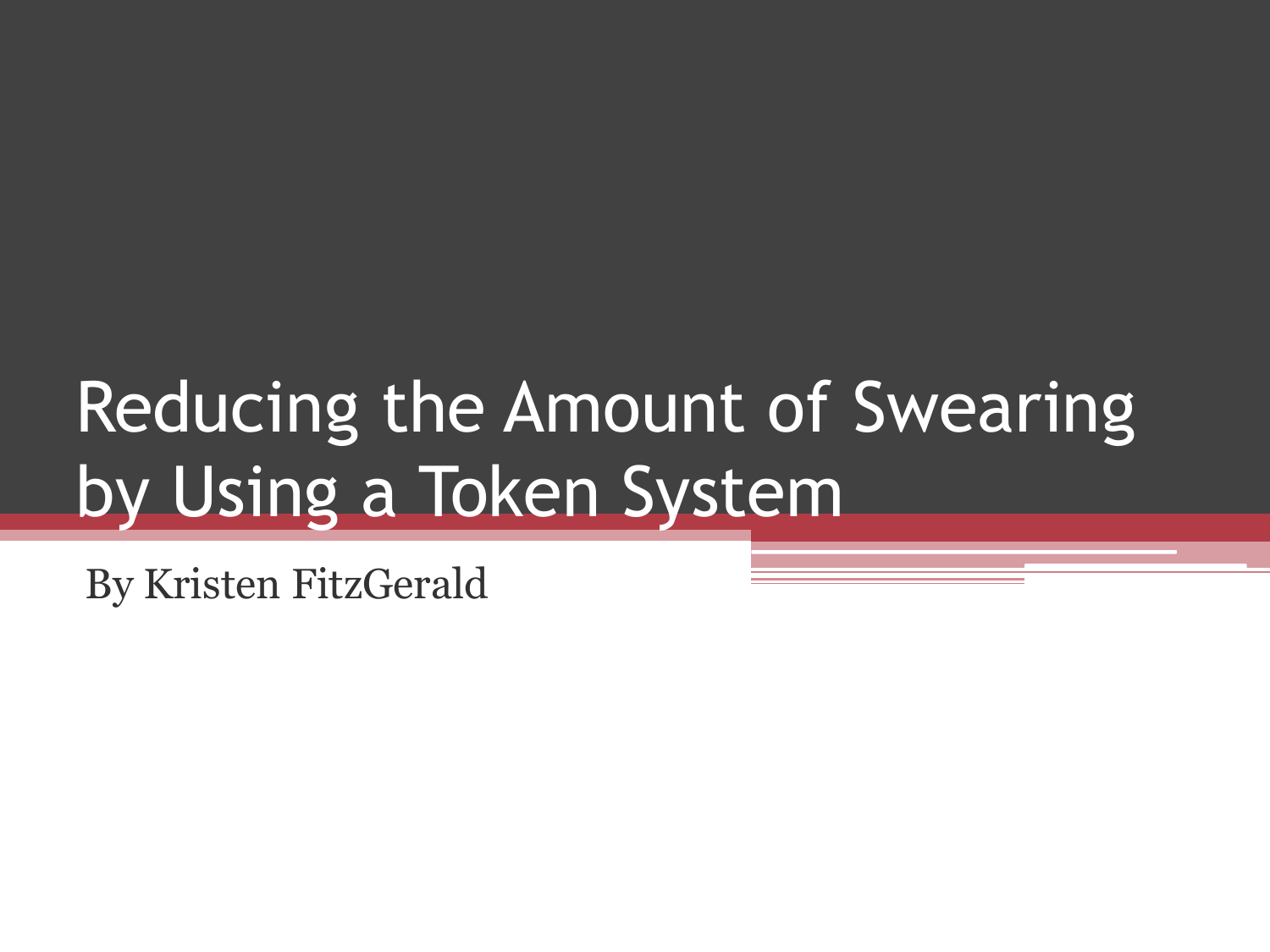# Reducing the Amount of Swearing by Using a Token System

By Kristen FitzGerald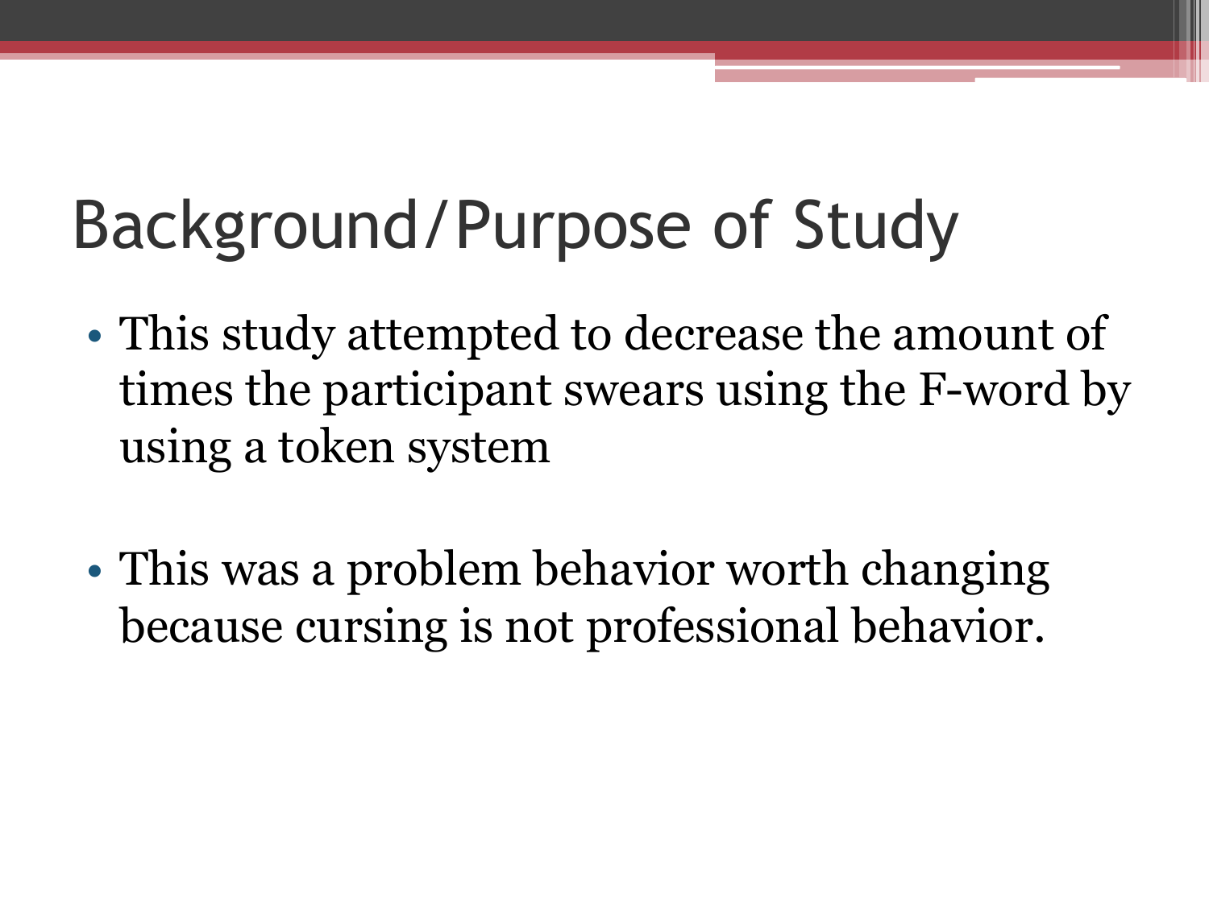# Background/Purpose of Study

- This study attempted to decrease the amount of times the participant swears using the F-word by using a token system

- This was a problem behavior worth changing because cursing is not professional behavior.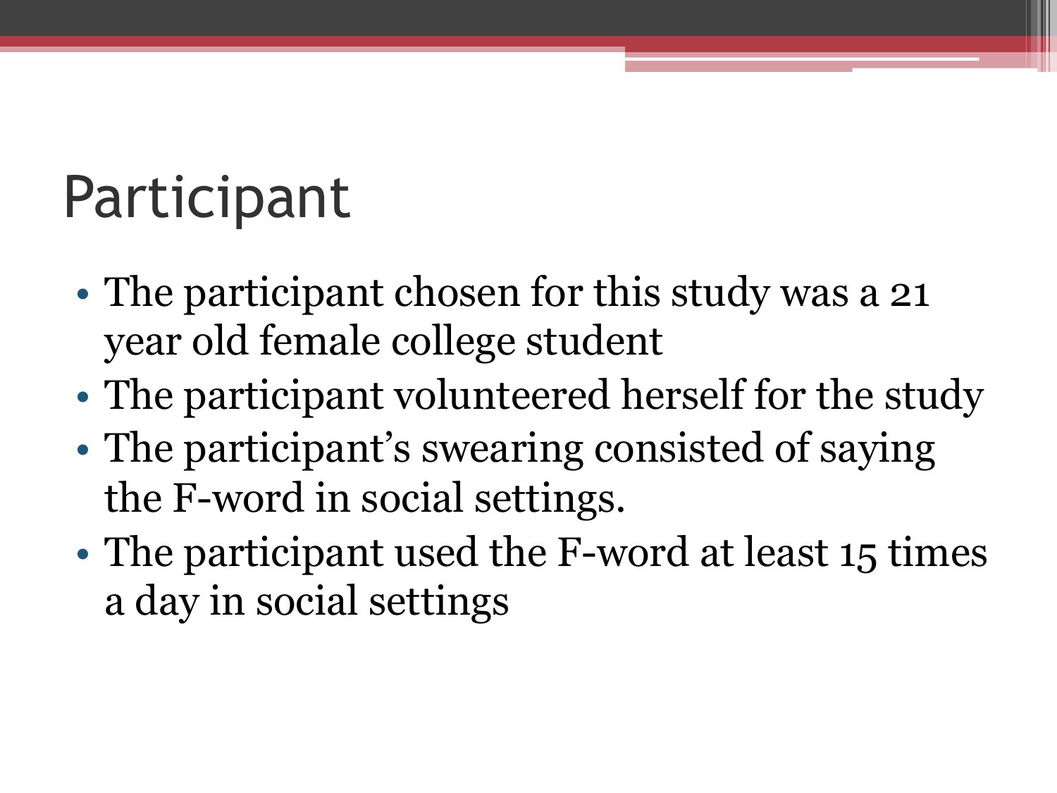# Participant

- The participant chosen for this study was a 21 year old female college student
- The participant volunteered herself for the study
- The participant's swearing consisted of saying the F-word in social settings.
- The participant used the F-word at least 15 times a day in social settings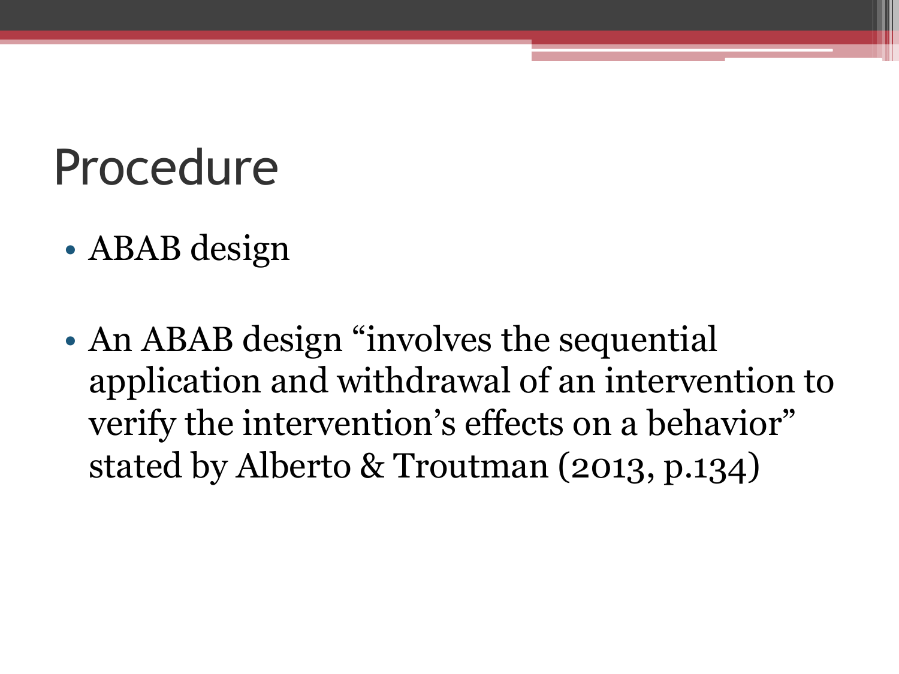# Procedure

- ABAB design

- An ABAB design “involves the sequential application and withdrawal of an intervention to verify the intervention’s effects on a behavior” stated by Alberto & Troutman (2013, p.134)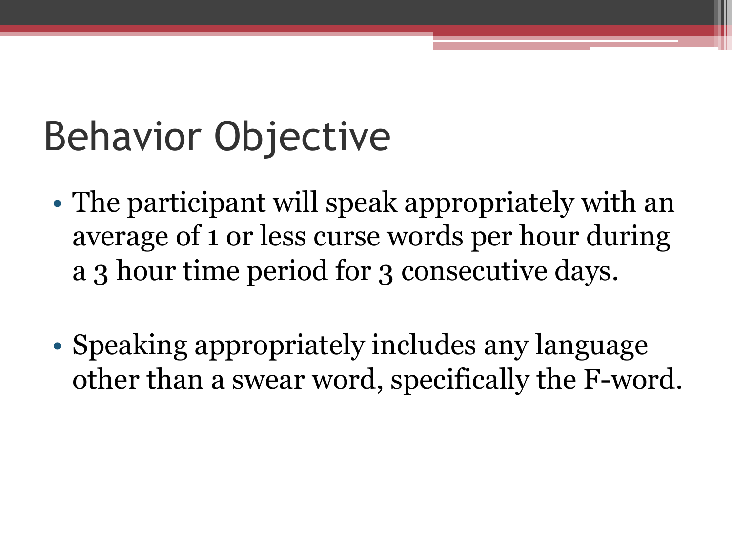# Behavior Objective

- The participant will speak appropriately with an average of 1 or less curse words per hour during a 3 hour time period for 3 consecutive days.
- Speaking appropriately includes any language other than a swear word, specifically the F-word.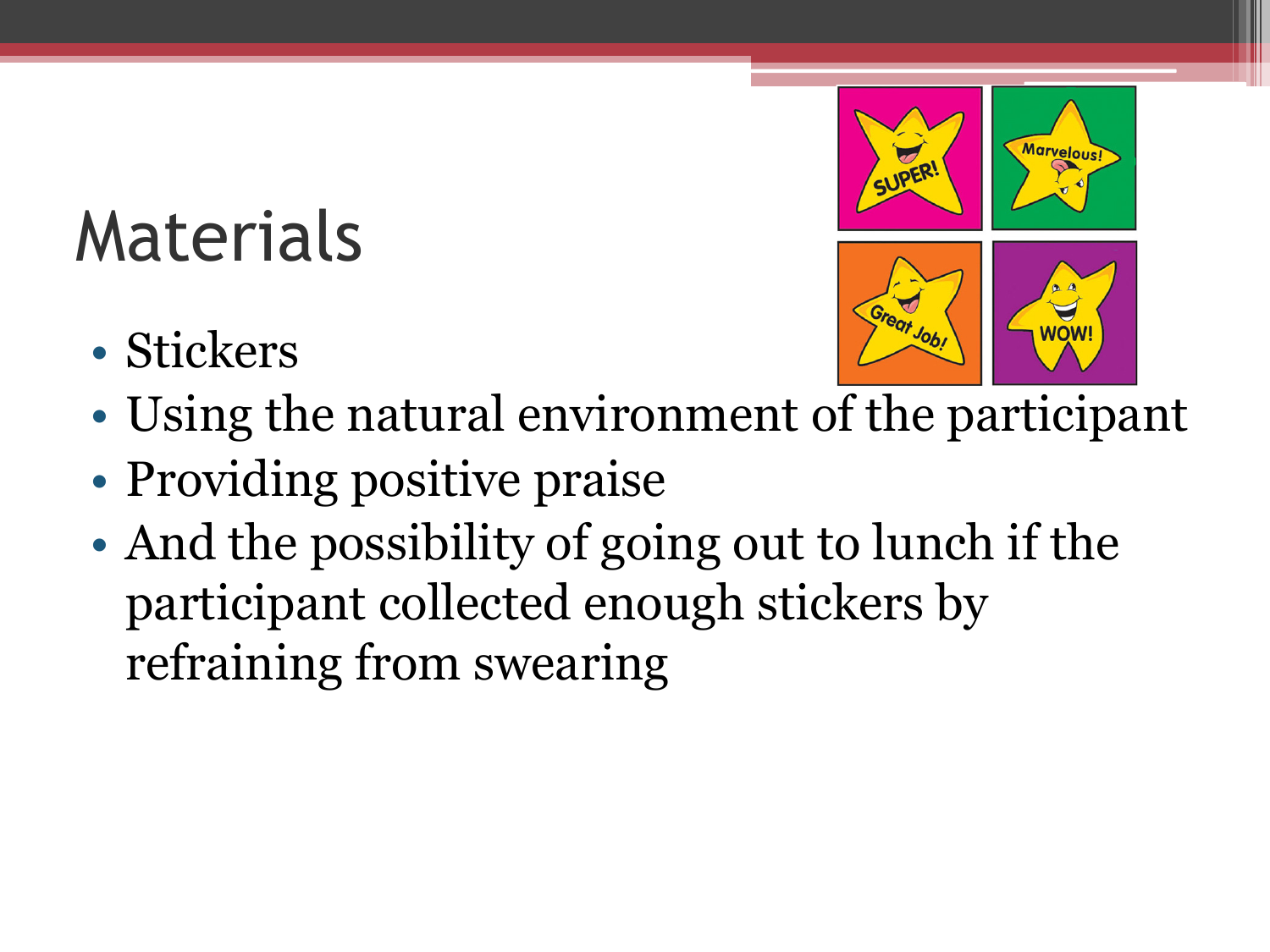# Materials

- Stickers
- Using the natural environment of the participant
- Providing positive praise
- And the possibility of going out to lunch if the participant collected enough stickers by refraining from swearing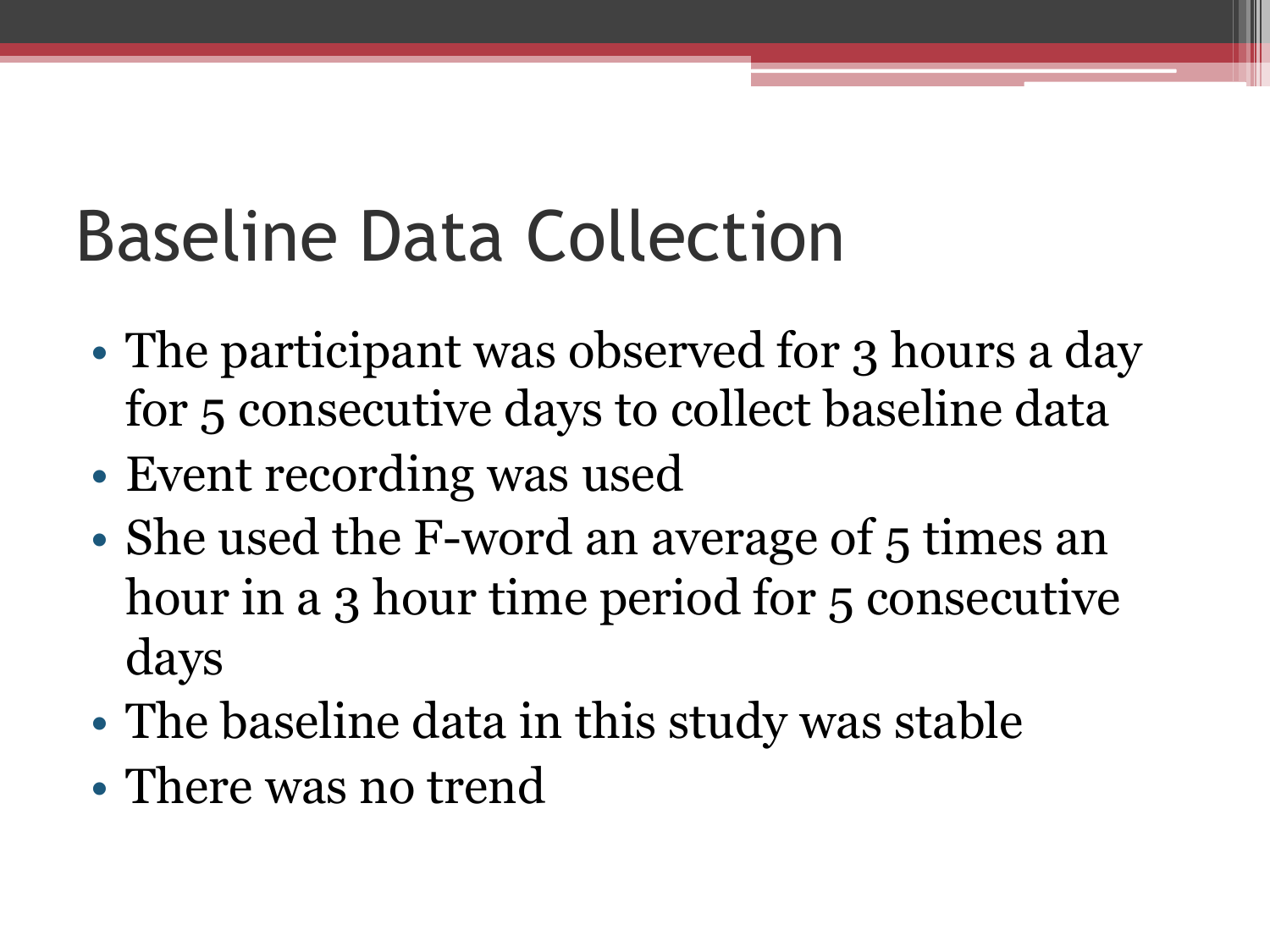# Baseline Data Collection

- The participant was observed for 3 hours a day for 5 consecutive days to collect baseline data
- Event recording was used
- She used the F-word an average of 5 times an hour in a 3 hour time period for 5 consecutive days
- The baseline data in this study was stable
- There was no trend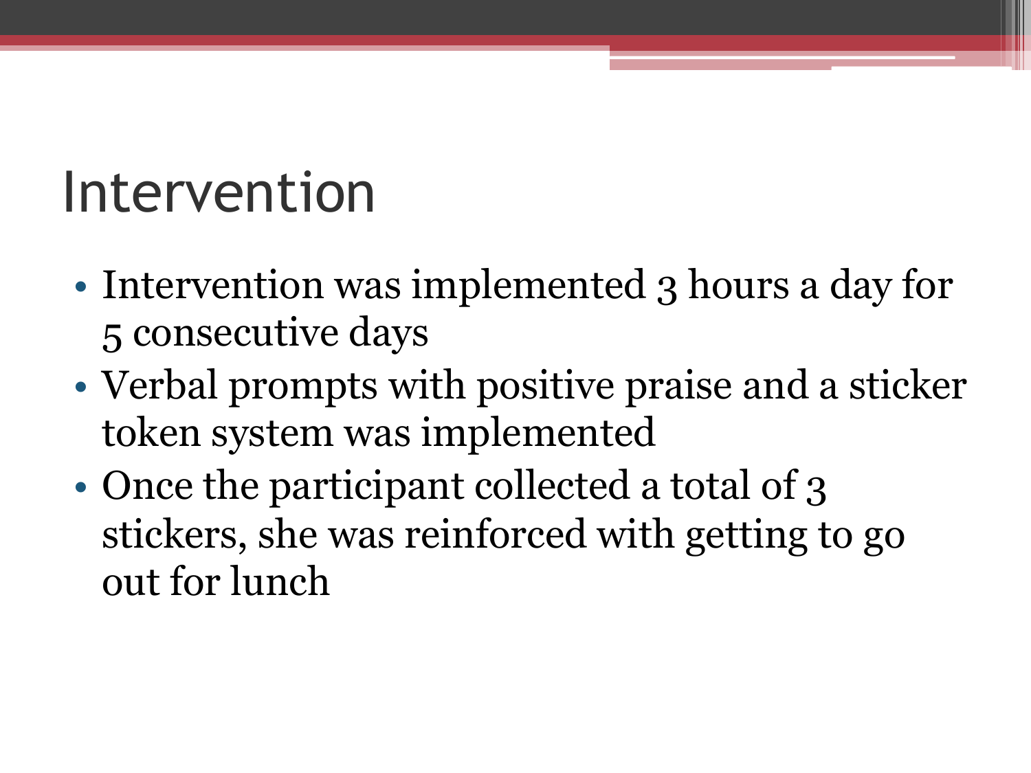# Intervention

- Intervention was implemented 3 hours a day for 5 consecutive days
- Verbal prompts with positive praise and a sticker token system was implemented
- Once the participant collected a total of 3 stickers, she was reinforced with getting to go out for lunch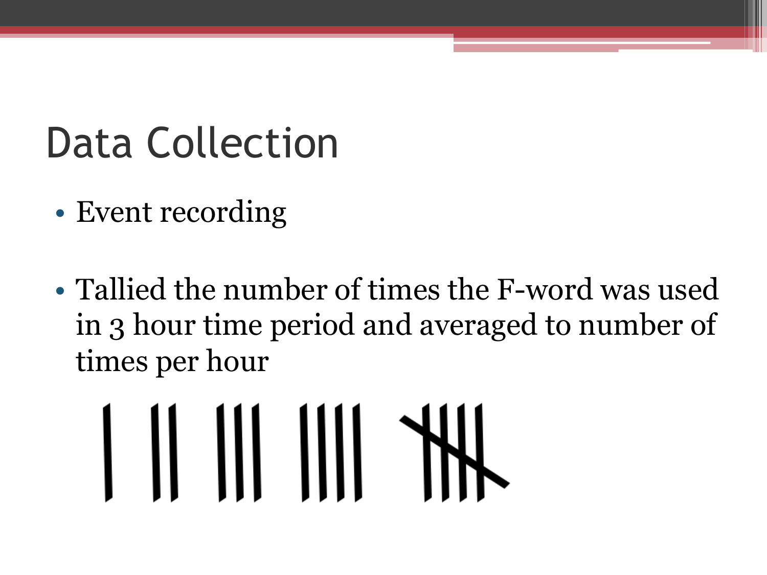# Data Collection

- Event recording
- Tallied the number of times the F-word was used in 3 hour time period and averaged to number of times per hour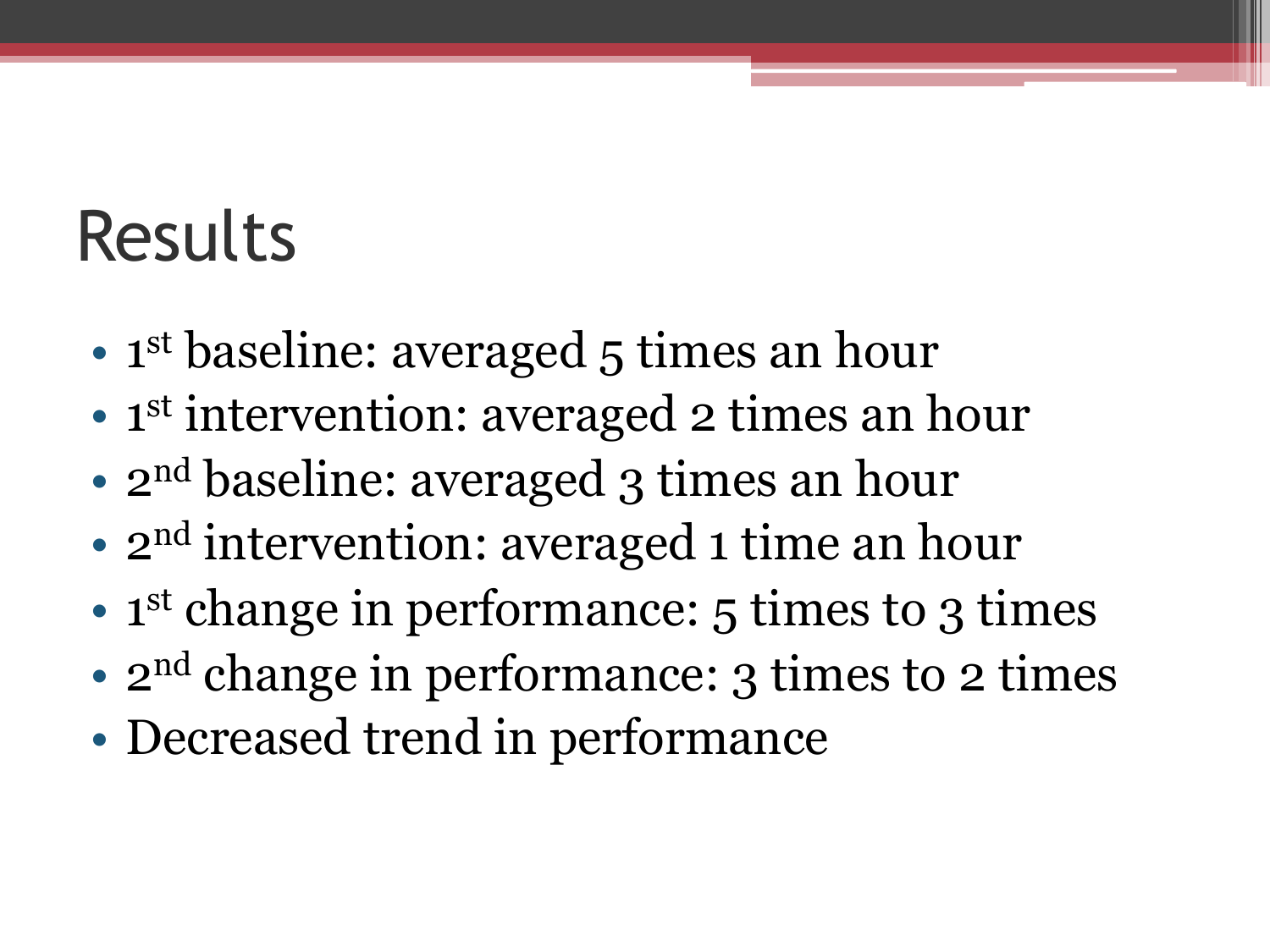# Results

- 1st baseline: averaged 5 times an hour
- 1st intervention: averaged 2 times an hour
- 2nd baseline: averaged 3 times an hour
- 2nd intervention: averaged 1 time an hour
- 1st change in performance: 5 times to 3 times
- 2nd change in performance: 3 times to 2 times
- Decreased trend in performance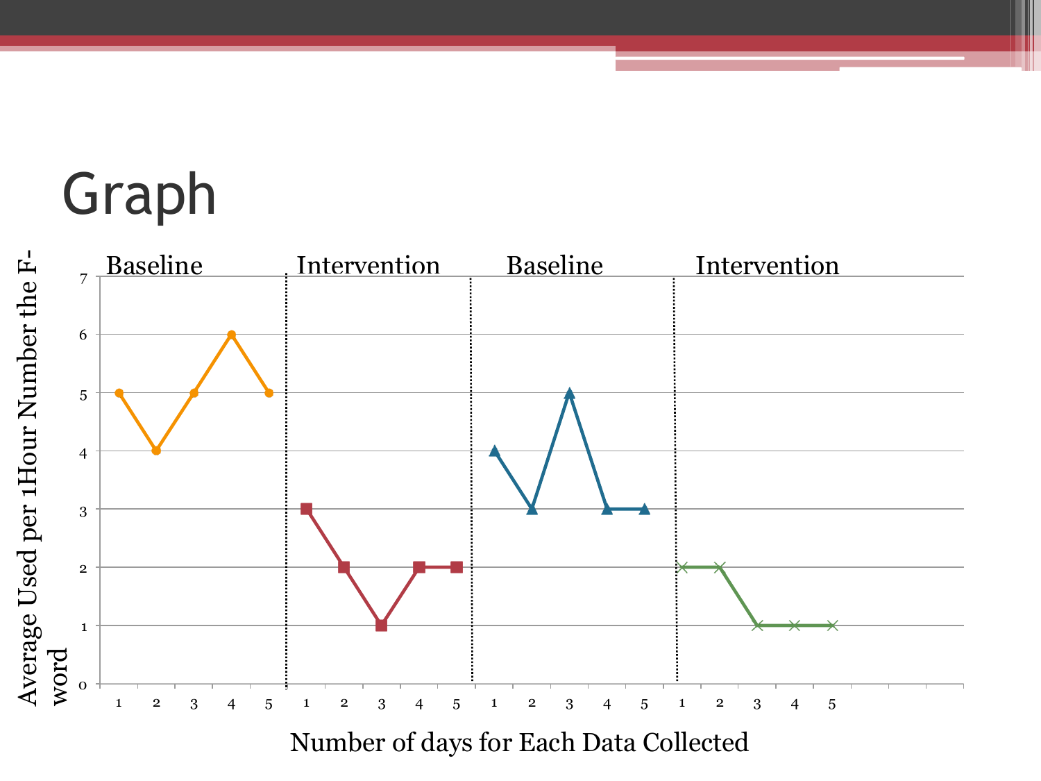# Graph

Baseline Intervention Baseline Intervention

Average Used per 1Hour Number the F-word

7
6
5
4
3
2
1
0

1 2 3 4 5 1 2 3 4 5 1 2 3 4 5 1 2 3 4 5

Number of days for Each Data Collected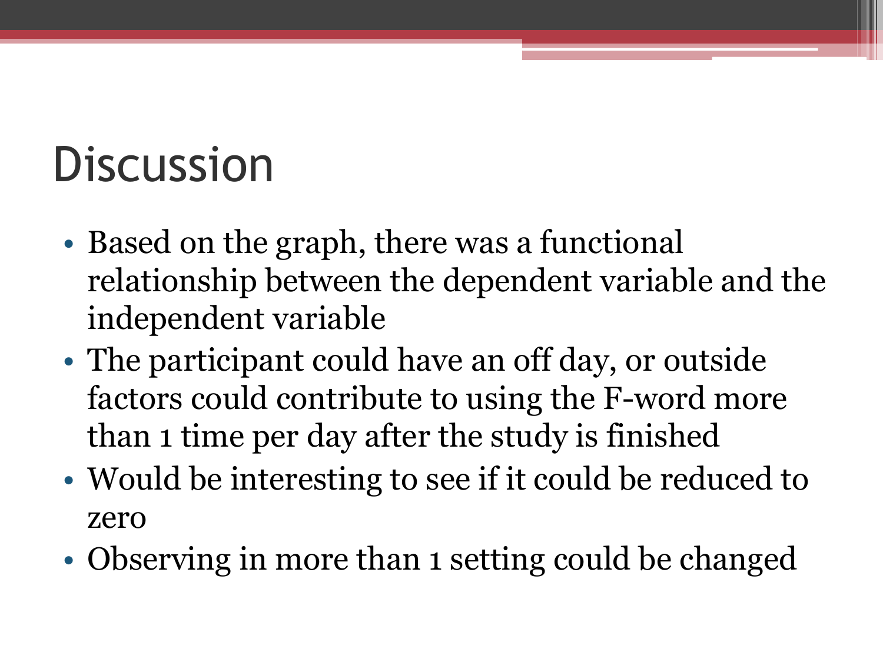# Discussion

- Based on the graph, there was a functional relationship between the dependent variable and the independent variable
- The participant could have an off day, or outside factors could contribute to using the F-word more than 1 time per day after the study is finished
- Would be interesting to see if it could be reduced to zero
- Observing in more than 1 setting could be changed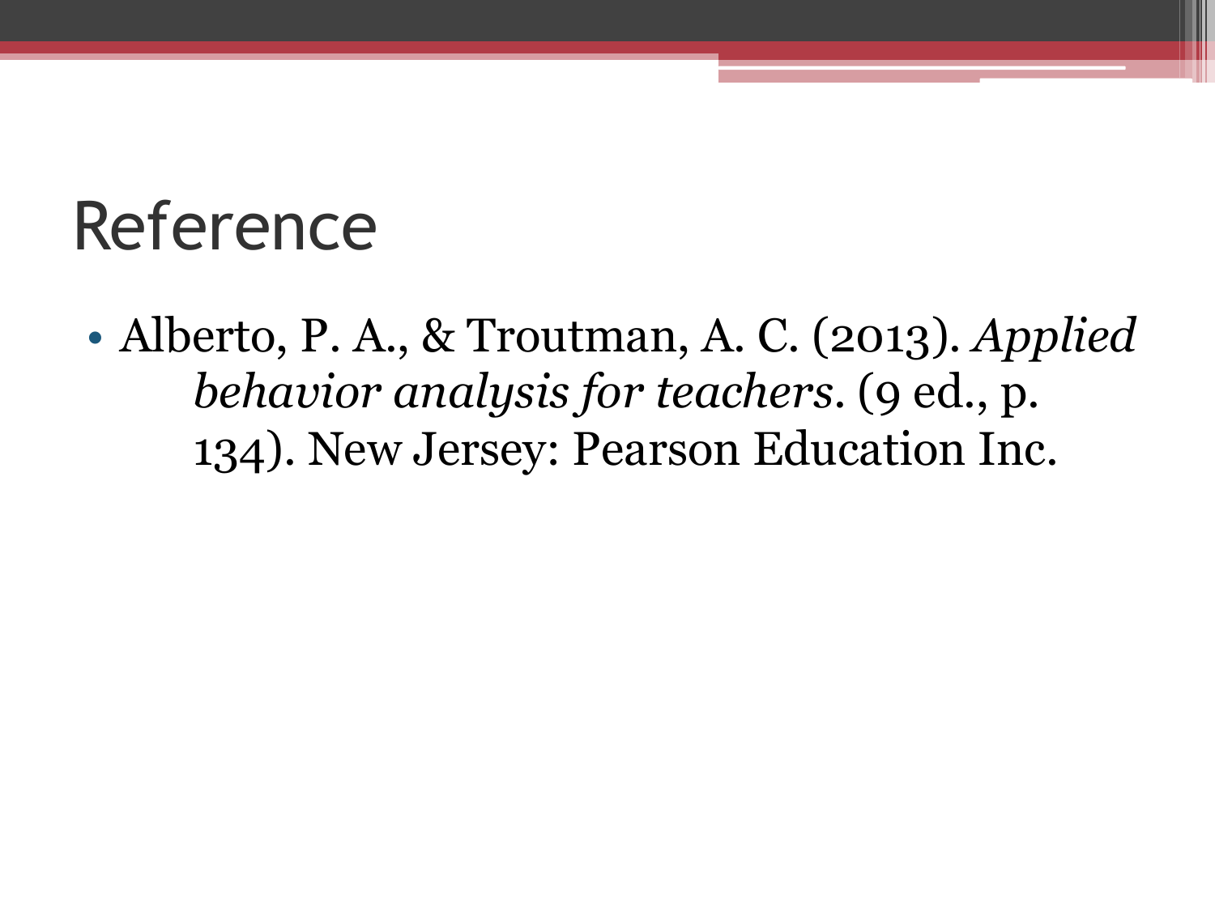# Reference

- Alberto, P. A., & Troutman, A. C. (2013). *Applied behavior analysis for teachers*. (9 ed., p. 134). New Jersey: Pearson Education Inc.